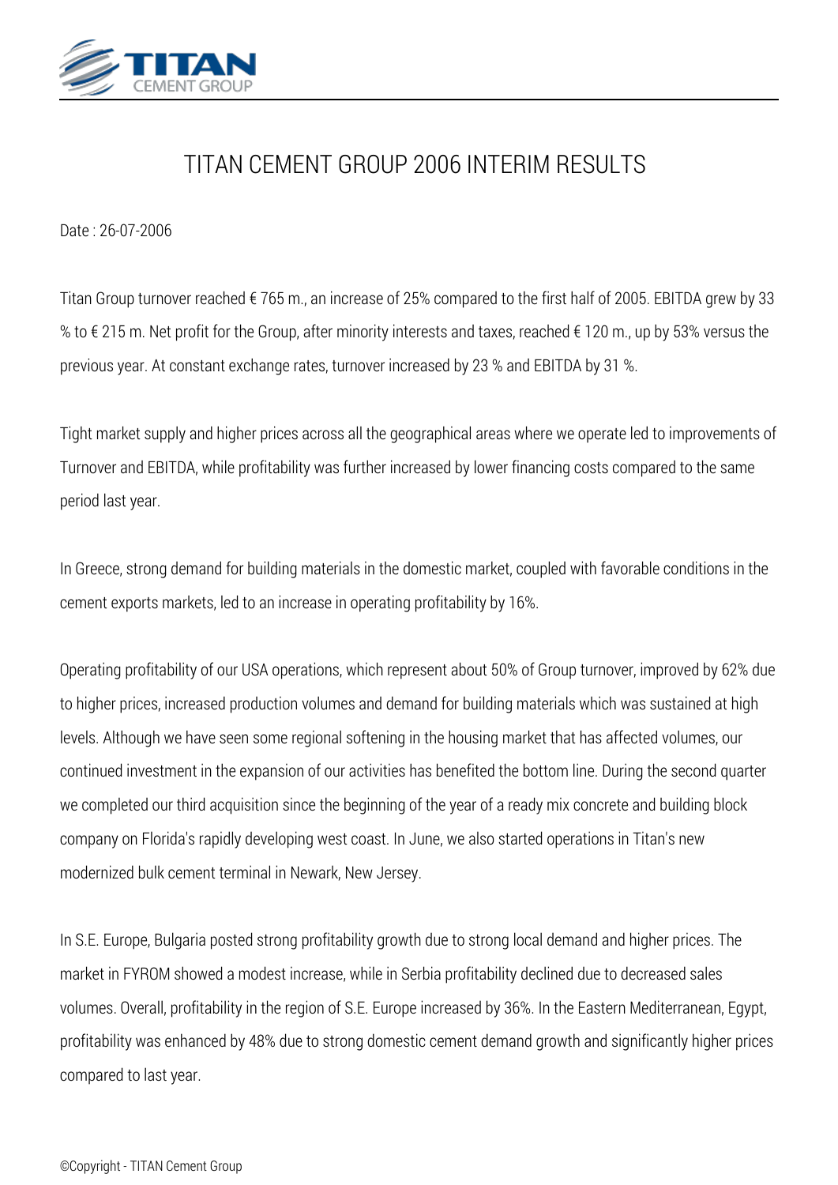# TITAN CEMENT GROUP 2006 INTERIM RESULTS

Date : 26-07-2006

Titan Group turnover reached € 765 m., an increase of 25% compared to the first half of 2005. EBITDA grew by 33 % to € 215 m. Net profit for the Group, after minority interests and taxes, reached € 120 m., up by 53% versus the previous year. At constant exchange rates, turnover increased by 23 % and EBITDA by 31 %.

Tight market supply and higher prices across all the geographical areas where we operate led to improvements of Turnover and EBITDA, while profitability was further increased by lower financing costs compared to the same period last year.

In Greece, strong demand for building materials in the domestic market, coupled with favorable conditions in the cement exports markets, led to an increase in operating profitability by 16%.

Operating profitability of our USA operations, which represent about 50% of Group turnover, improved by 62% due to higher prices, increased production volumes and demand for building materials which was sustained at high levels. Although we have seen some regional softening in the housing market that has affected volumes, our continued investment in the expansion of our activities has benefited the bottom line. During the second quarter we completed our third acquisition since the beginning of the year of a ready mix concrete and building block company on Florida's rapidly developing west coast. In June, we also started operations in Titan's new modernized bulk cement terminal in Newark, New Jersey.

In S.E. Europe, Bulgaria posted strong profitability growth due to strong local demand and higher prices. The market in FYROM showed a modest increase, while in Serbia profitability declined due to decreased sales volumes. Overall, profitability in the region of S.E. Europe increased by 36%. In the Eastern Mediterranean, Egypt, profitability was enhanced by 48% due to strong domestic cement demand growth and significantly higher prices compared to last year.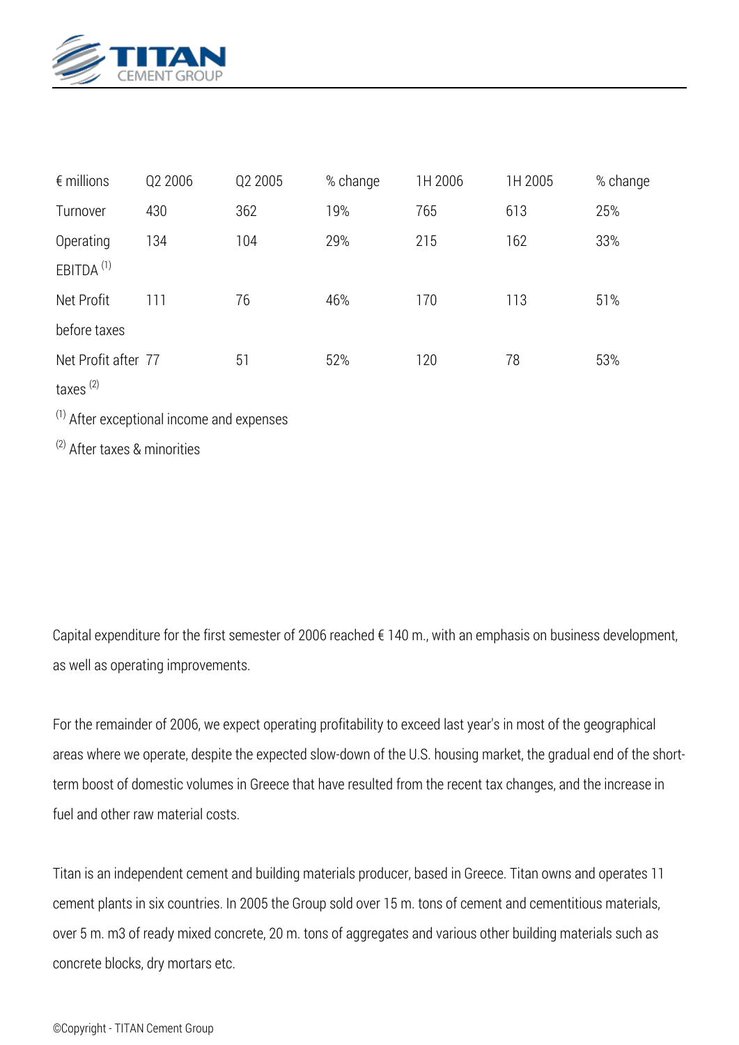| € millions | Q2 2006 | Q2 2005 | % change | 1H 2006 | 1H 2005 | % change |
|---|---|---|---|---|---|---|
| Turnover | 430 | 362 | 19% | 765 | 613 | 25% |
| Operating EBITDA [(1)] | 134 | 104 | 29% | 215 | 162 | 33% |
| Net Profit before taxes | 111 | 76 | 46% | 170 | 113 | 51% |
| Net Profit after taxes [(2)] | 77 | 51 | 52% | 120 | 78 | 53% |

[(1)] After exceptional income and expenses

[(2)] After taxes & minorities

Capital expenditure for the first semester of 2006 reached € 140 m., with an emphasis on business development, as well as operating improvements.

For the remainder of 2006, we expect operating profitability to exceed last year's in most of the geographical areas where we operate, despite the expected slow-down of the U.S. housing market, the gradual end of the short-term boost of domestic volumes in Greece that have resulted from the recent tax changes, and the increase in fuel and other raw material costs.

Titan is an independent cement and building materials producer, based in Greece. Titan owns and operates 11 cement plants in six countries. In 2005 the Group sold over 15 m. tons of cement and cementitious materials, over 5 m. m3 of ready mixed concrete, 20 m. tons of aggregates and various other building materials such as concrete blocks, dry mortars etc.